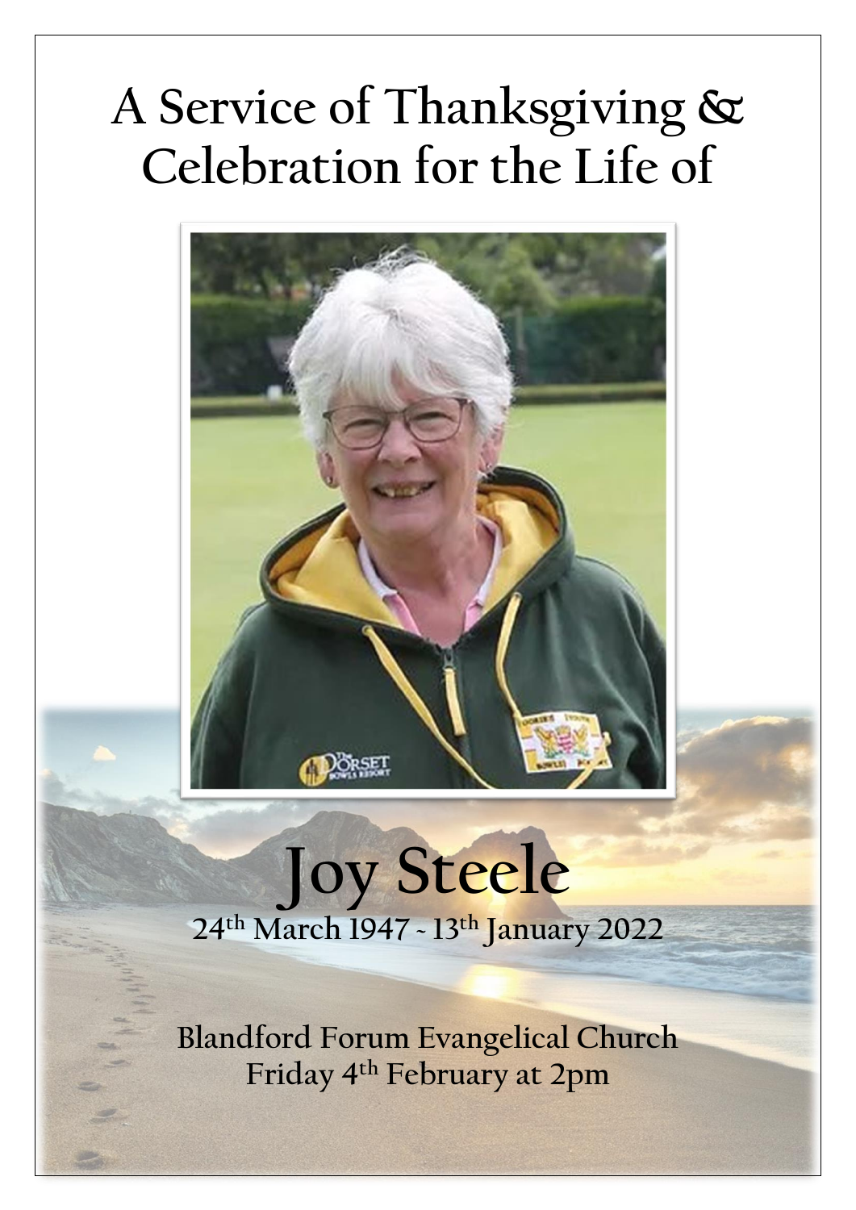# A Service of Thanksgiving & Celebration for the Life of

# Joy Steele

24th March 1947 ~ 13th January 2022

Blandford Forum Evangelical Church
Friday 4th February at 2pm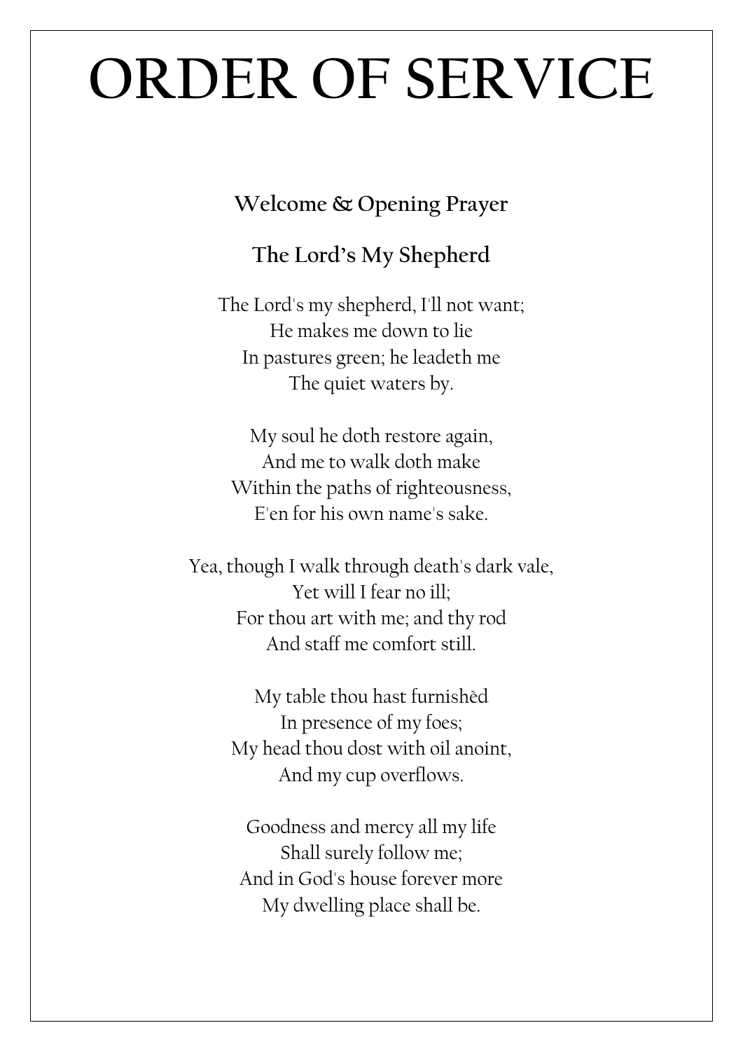# ORDER OF SERVICE

**Welcome & Opening Prayer**

**The Lord's My Shepherd**

The Lord's my shepherd, I'll not want;
He makes me down to lie
In pastures green; he leadeth me
The quiet waters by.

My soul he doth restore again,
And me to walk doth make
Within the paths of righteousness,
E'en for his own name's sake.

Yea, though I walk through death's dark vale,
Yet will I fear no ill;
For thou art with me; and thy rod
And staff me comfort still.

My table thou hast furnishèd
In presence of my foes;
My head thou dost with oil anoint,
And my cup overflows.

Goodness and mercy all my life
Shall surely follow me;
And in God's house forever more
My dwelling place shall be.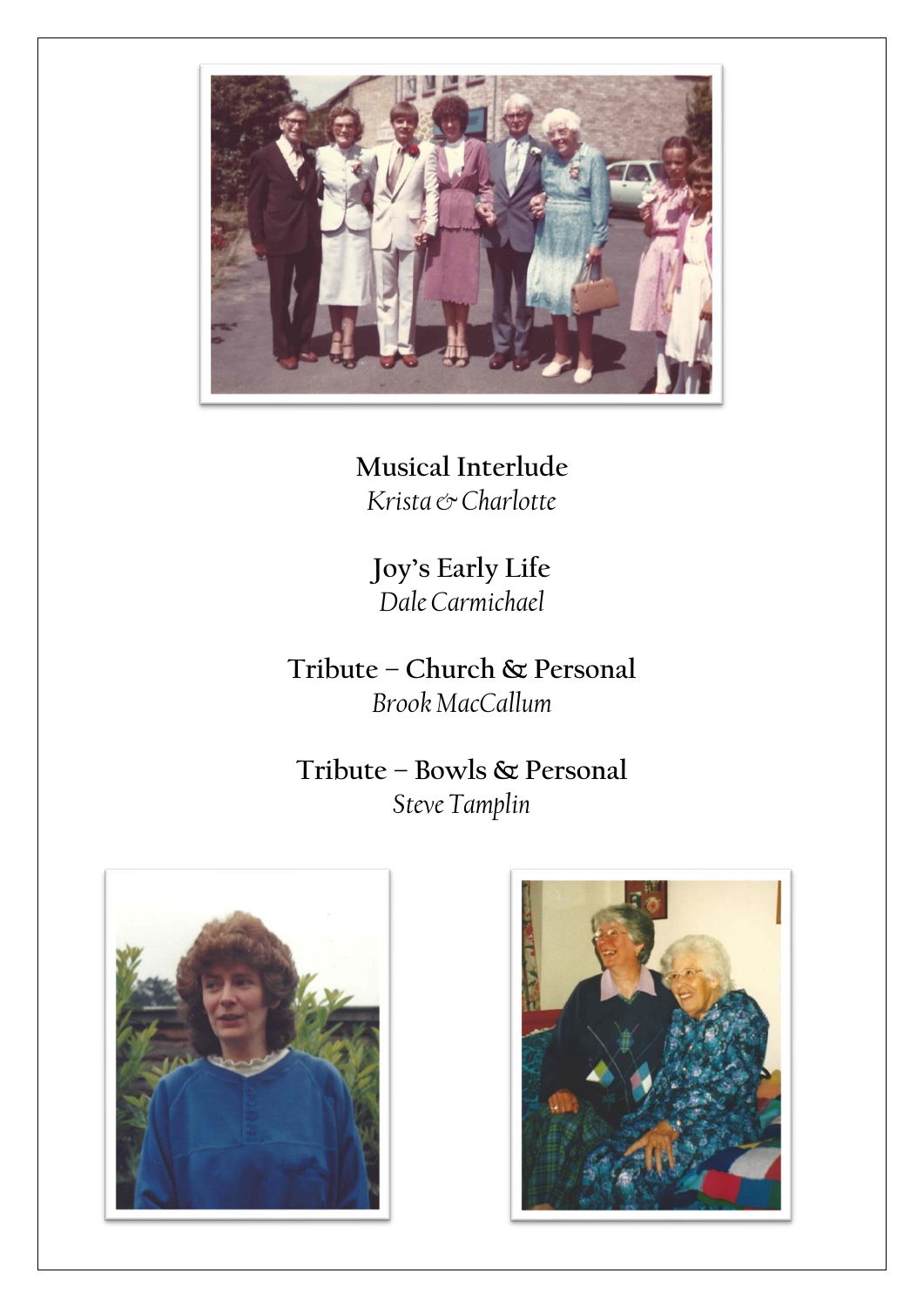**Musical Interlude**
*Krista & Charlotte*

**Joy's Early Life**
*Dale Carmichael*

**Tribute – Church & Personal**
*Brook MacCallum*

**Tribute – Bowls & Personal**
*Steve Tamplin*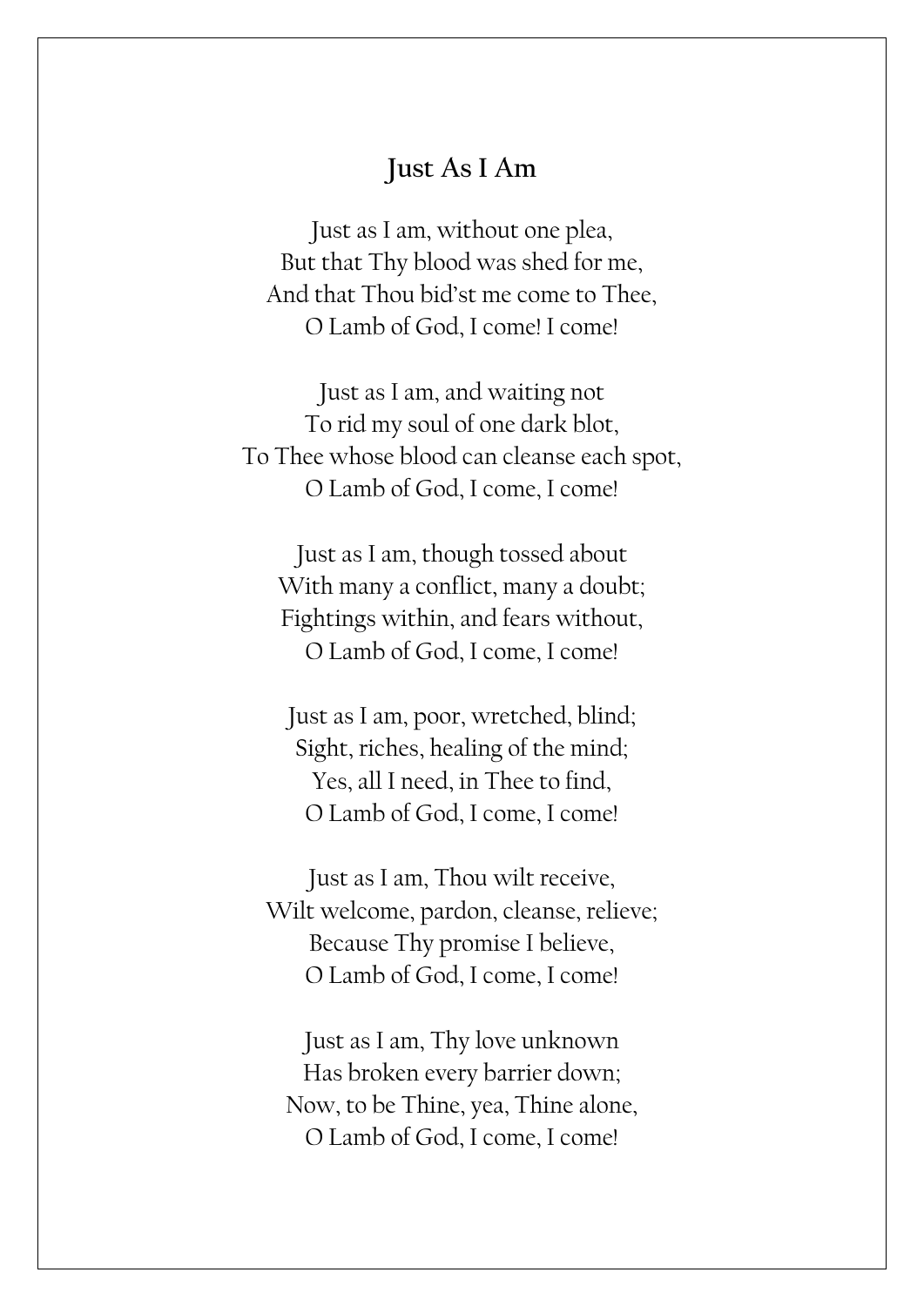## Just As I Am

Just as I am, without one plea,  
But that Thy blood was shed for me,  
And that Thou bid'st me come to Thee,  
O Lamb of God, I come! I come!

Just as I am, and waiting not  
To rid my soul of one dark blot,  
To Thee whose blood can cleanse each spot,  
O Lamb of God, I come, I come!

Just as I am, though tossed about  
With many a conflict, many a doubt;  
Fightings within, and fears without,  
O Lamb of God, I come, I come!

Just as I am, poor, wretched, blind;  
Sight, riches, healing of the mind;  
Yes, all I need, in Thee to find,  
O Lamb of God, I come, I come!

Just as I am, Thou wilt receive,  
Wilt welcome, pardon, cleanse, relieve;  
Because Thy promise I believe,  
O Lamb of God, I come, I come!

Just as I am, Thy love unknown  
Has broken every barrier down;  
Now, to be Thine, yea, Thine alone,  
O Lamb of God, I come, I come!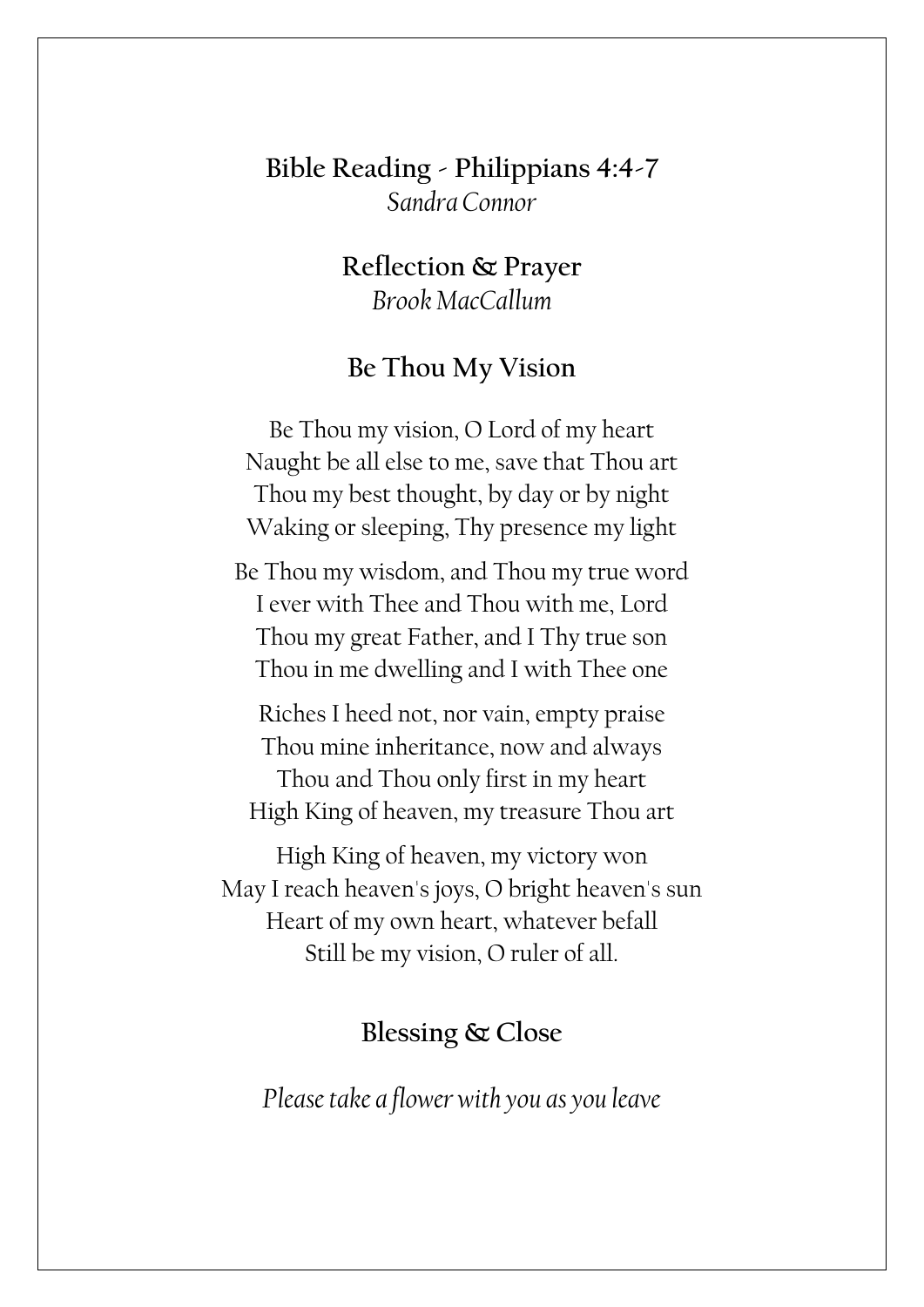## Bible Reading - Philippians 4:4-7

*Sandra Connor*

## Reflection & Prayer

*Brook MacCallum*

## Be Thou My Vision

Be Thou my vision, O Lord of my heart  
Naught be all else to me, save that Thou art  
Thou my best thought, by day or by night  
Waking or sleeping, Thy presence my light

Be Thou my wisdom, and Thou my true word  
I ever with Thee and Thou with me, Lord  
Thou my great Father, and I Thy true son  
Thou in me dwelling and I with Thee one

Riches I heed not, nor vain, empty praise  
Thou mine inheritance, now and always  
Thou and Thou only first in my heart  
High King of heaven, my treasure Thou art

High King of heaven, my victory won  
May I reach heaven's joys, O bright heaven's sun  
Heart of my own heart, whatever befall  
Still be my vision, O ruler of all.

## Blessing & Close

*Please take a flower with you as you leave*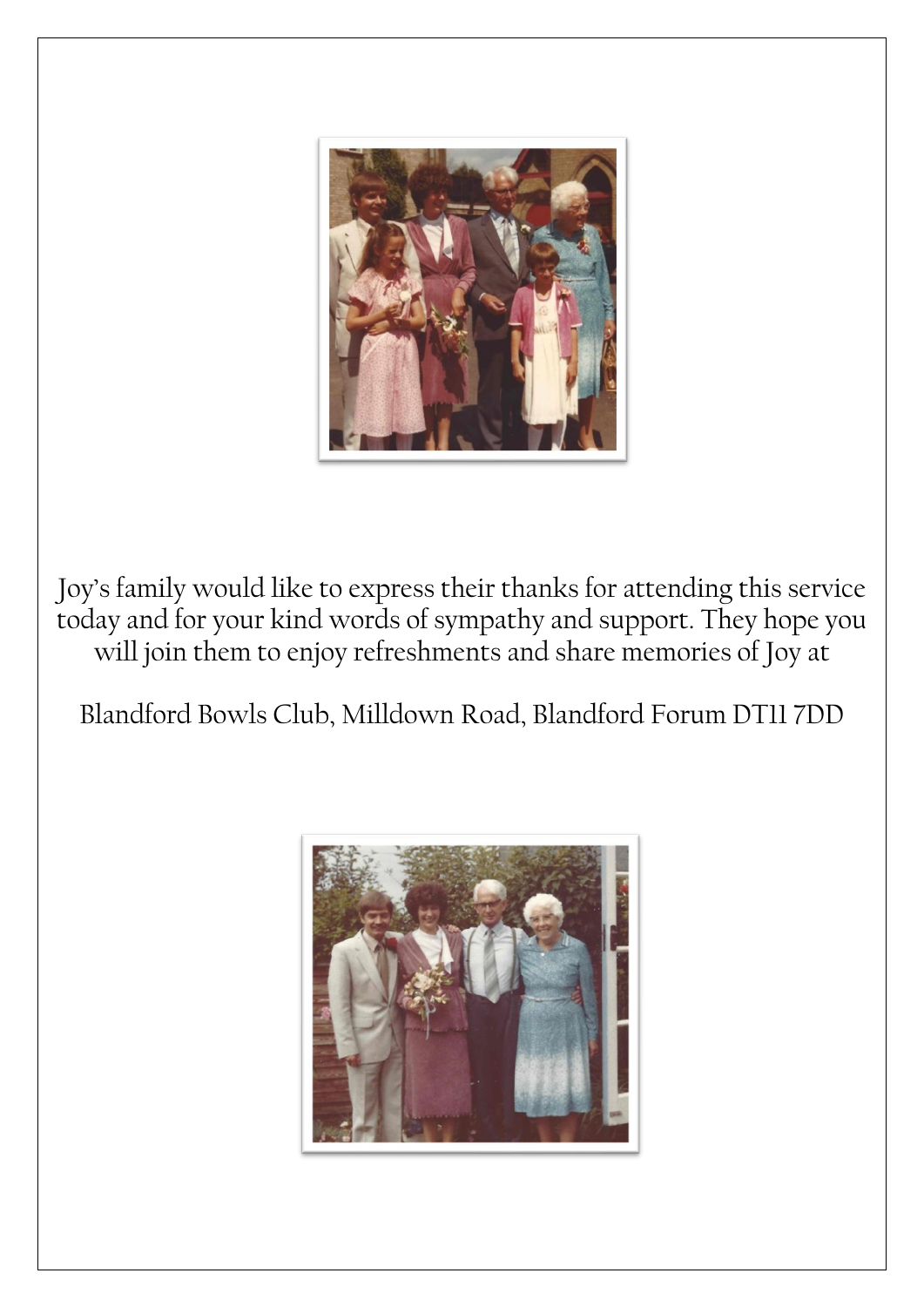Joy's family would like to express their thanks for attending this service today and for your kind words of sympathy and support. They hope you will join them to enjoy refreshments and share memories of Joy at

Blandford Bowls Club, Milldown Road, Blandford Forum DT11 7DD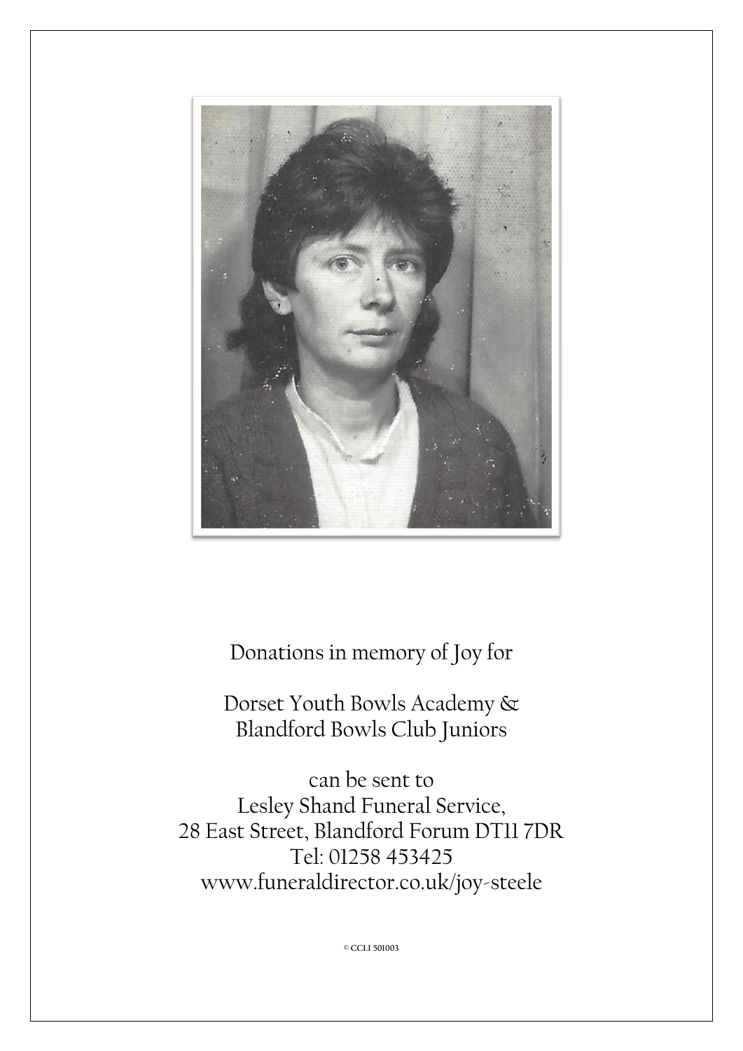Donations in memory of Joy for

Dorset Youth Bowls Academy &
Blandford Bowls Club Juniors

can be sent to
Lesley Shand Funeral Service,
28 East Street, Blandford Forum DT11 7DR
Tel: 01258 453425
www.funeraldirector.co.uk/joy-steele

© CCLI 501003